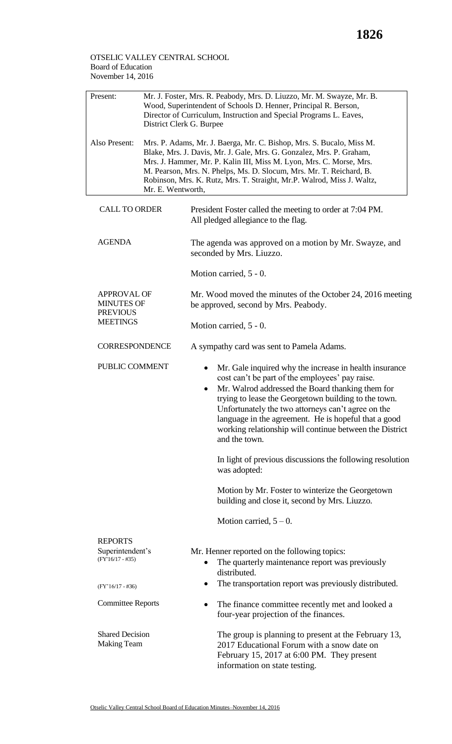OTSELIC VALLEY CENTRAL SCHOOL
Board of Education
November 14, 2016

| Present: | Mr. J. Foster, Mrs. R. Peabody, Mrs. D. Liuzzo, Mr. M. Swayze, Mr. B. Wood, Superintendent of Schools D. Henner, Principal R. Berson, Director of Curriculum, Instruction and Special Programs L. Eaves, District Clerk G. Burpee |
| --- | --- |
| Also Present: | Mrs. P. Adams, Mr. J. Baerga, Mr. C. Bishop, Mrs. S. Bucalo, Miss M. Blake, Mrs. J. Davis, Mr. J. Gale, Mrs. G. Gonzalez, Mrs. P. Graham, Mrs. J. Hammer, Mr. P. Kalin III, Miss M. Lyon, Mrs. C. Morse, Mrs. M. Pearson, Mrs. N. Phelps, Ms. D. Slocum, Mrs. Mr. T. Reichard, B. Robinson, Mrs. K. Rutz, Mrs. T. Straight, Mr.P. Walrod, Miss J. Waltz, Mr. E. Wentworth, |

**CALL TO ORDER**

President Foster called the meeting to order at 7:04 PM. All pledged allegiance to the flag.

**AGENDA**

The agenda was approved on a motion by Mr. Swayze, and seconded by Mrs. Liuzzo.

Motion carried, 5 - 0.

**APPROVAL OF MINUTES OF PREVIOUS MEETINGS**

Mr. Wood moved the minutes of the October 24, 2016 meeting be approved, second by Mrs. Peabody.

Motion carried, 5 - 0.

**CORRESPONDENCE**

A sympathy card was sent to Pamela Adams.

**PUBLIC COMMENT**

- Mr. Gale inquired why the increase in health insurance cost can't be part of the employees' pay raise.
- Mr. Walrod addressed the Board thanking them for trying to lease the Georgetown building to the town. Unfortunately the two attorneys can't agree on the language in the agreement. He is hopeful that a good working relationship will continue between the District and the town.

In light of previous discussions the following resolution was adopted:

Motion by Mr. Foster to winterize the Georgetown building and close it, second by Mrs. Liuzzo.

Motion carried, 5 – 0.

**REPORTS**

Superintendent's

Mr. Henner reported on the following topics:

- (FY'16/17 - #35) The quarterly maintenance report was previously distributed.
- (FY'16/17 - #36) The transportation report was previously distributed.

Committee Reports

- The finance committee recently met and looked a four-year projection of the finances.

Shared Decision Making Team

The group is planning to present at the February 13, 2017 Educational Forum with a snow date on February 15, 2017 at 6:00 PM. They present information on state testing.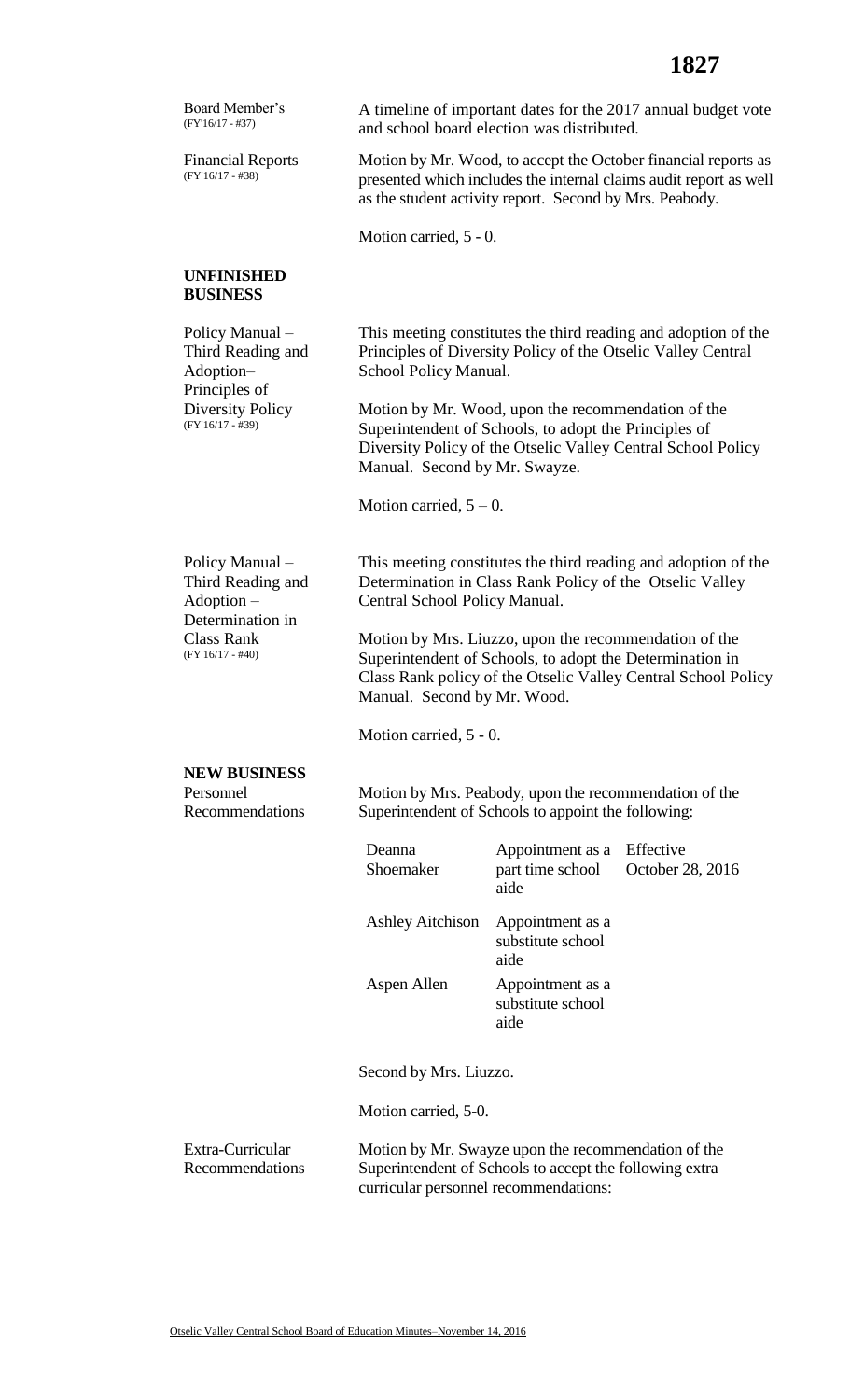**Board Member's** (FY'16/17 - #37)

A timeline of important dates for the 2017 annual budget vote and school board election was distributed.

**Financial Reports** (FY'16/17 - #38)

Motion by Mr. Wood, to accept the October financial reports as presented which includes the internal claims audit report as well as the student activity report. Second by Mrs. Peabody.

Motion carried, 5 - 0.

## UNFINISHED BUSINESS

**Policy Manual – Third Reading and Adoption– Principles of Diversity Policy** (FY'16/17 - #39)

This meeting constitutes the third reading and adoption of the Principles of Diversity Policy of the Otselic Valley Central School Policy Manual.

Motion by Mr. Wood, upon the recommendation of the Superintendent of Schools, to adopt the Principles of Diversity Policy of the Otselic Valley Central School Policy Manual. Second by Mr. Swayze.

Motion carried, 5 – 0.

**Policy Manual – Third Reading and Adoption – Determination in Class Rank** (FY'16/17 - #40)

This meeting constitutes the third reading and adoption of the Determination in Class Rank Policy of the Otselic Valley Central School Policy Manual.

Motion by Mrs. Liuzzo, upon the recommendation of the Superintendent of Schools, to adopt the Determination in Class Rank policy of the Otselic Valley Central School Policy Manual. Second by Mr. Wood.

Motion carried, 5 - 0.

## NEW BUSINESS

**Personnel Recommendations**

Motion by Mrs. Peabody, upon the recommendation of the Superintendent of Schools to appoint the following:

| | | |
|---|---|---|
| Deanna Shoemaker | Appointment as a part time school aide | Effective October 28, 2016 |
| Ashley Aitchison | Appointment as a substitute school aide | |
| Aspen Allen | Appointment as a substitute school aide | |

Second by Mrs. Liuzzo.

Motion carried, 5-0.

**Extra-Curricular Recommendations**

Motion by Mr. Swayze upon the recommendation of the Superintendent of Schools to accept the following extra curricular personnel recommendations: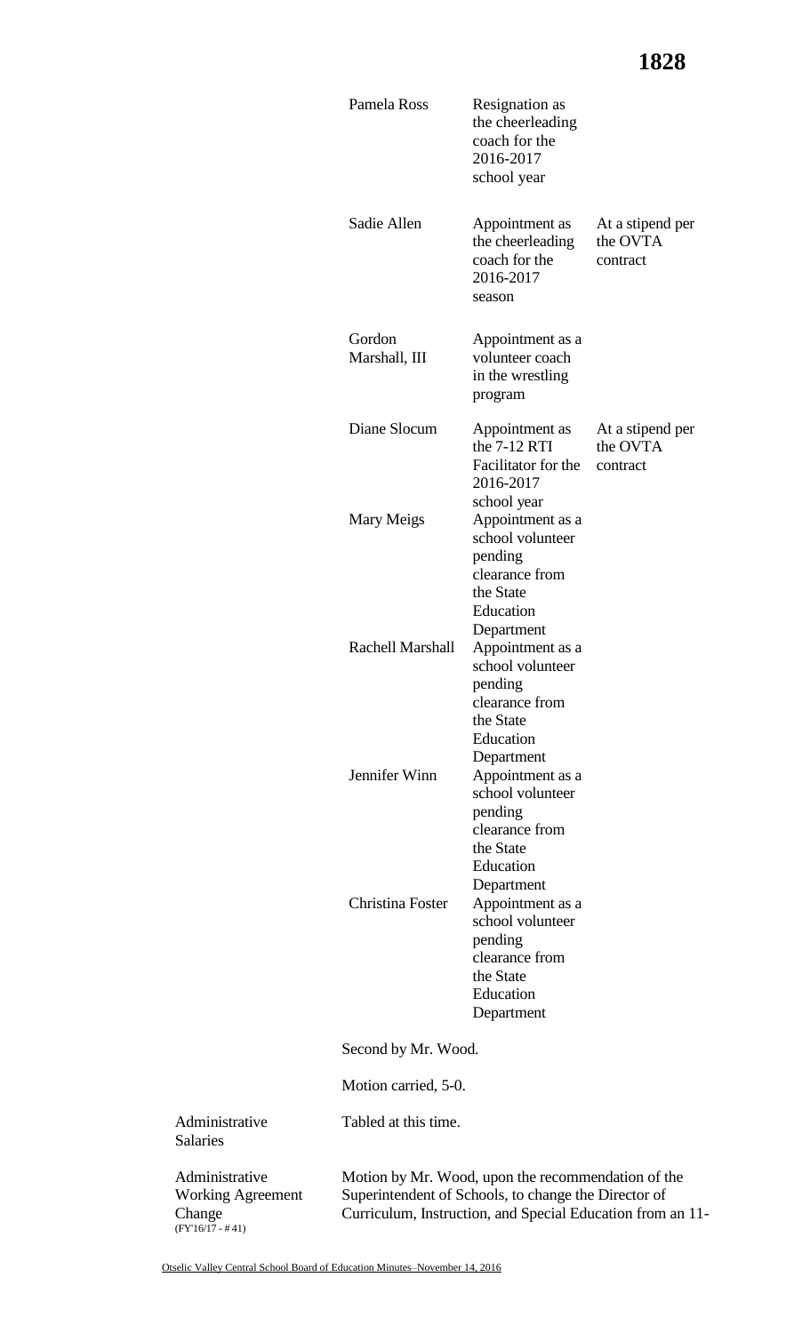| | | |
|---|---|---|
| Pamela Ross | Resignation as the cheerleading coach for the 2016-2017 school year | |
| Sadie Allen | Appointment as the cheerleading coach for the 2016-2017 season | At a stipend per the OVTA contract |
| Gordon Marshall, III | Appointment as a volunteer coach in the wrestling program | |
| Diane Slocum | Appointment as the 7-12 RTI Facilitator for the 2016-2017 school year | At a stipend per the OVTA contract |
| Mary Meigs | Appointment as a school volunteer pending clearance from the State Education Department | |
| Rachell Marshall | Appointment as a school volunteer pending clearance from the State Education Department | |
| Jennifer Winn | Appointment as a school volunteer pending clearance from the State Education Department | |
| Christina Foster | Appointment as a school volunteer pending clearance from the State Education Department | |

Second by Mr. Wood.

Motion carried, 5-0.

**Administrative Salaries**

Tabled at this time.

**Administrative Working Agreement Change**
(FY'16/17 - # 41)

Motion by Mr. Wood, upon the recommendation of the Superintendent of Schools, to change the Director of Curriculum, Instruction, and Special Education from an 11-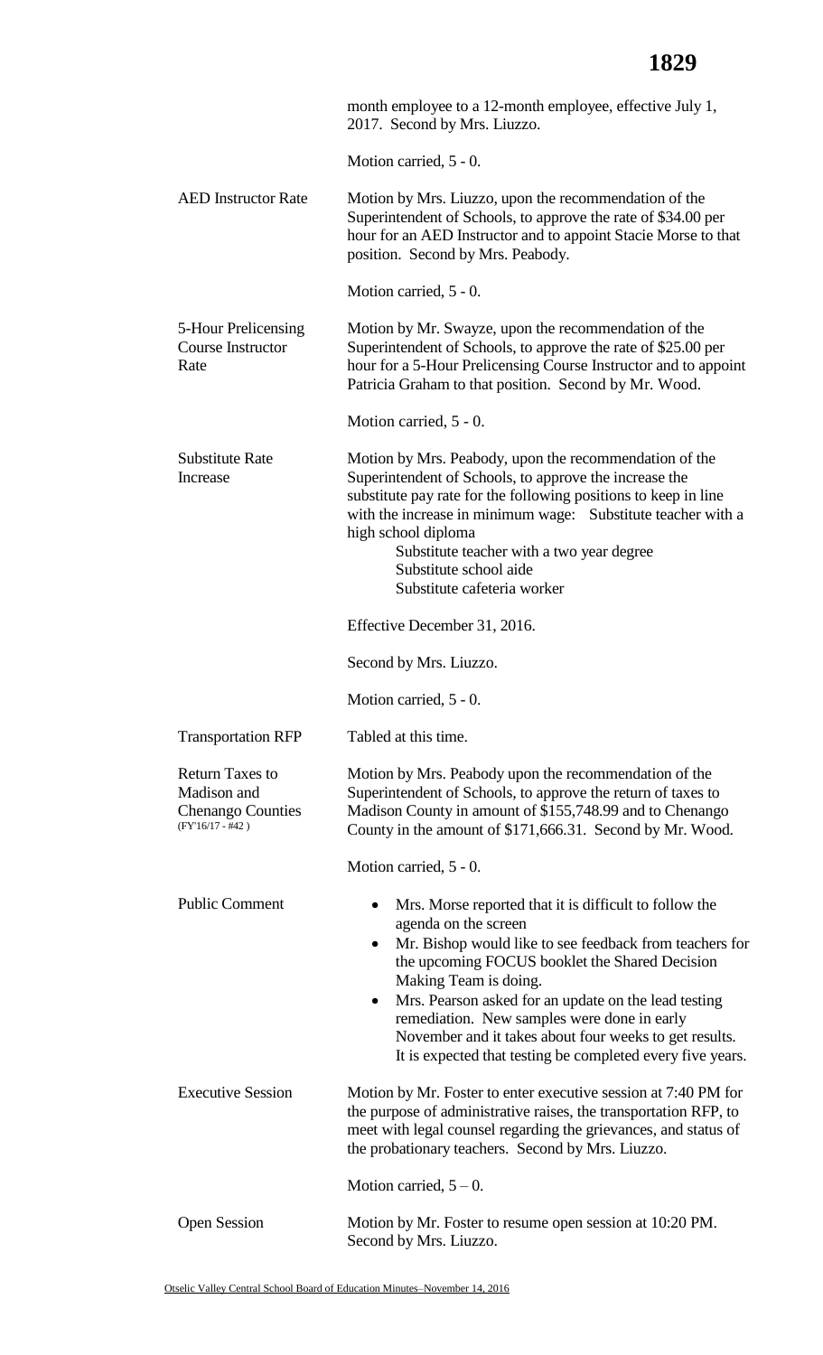month employee to a 12-month employee, effective July 1, 2017. Second by Mrs. Liuzzo.

Motion carried, 5 - 0.

**AED Instructor Rate**

Motion by Mrs. Liuzzo, upon the recommendation of the Superintendent of Schools, to approve the rate of $34.00 per hour for an AED Instructor and to appoint Stacie Morse to that position. Second by Mrs. Peabody.

Motion carried, 5 - 0.

**5-Hour Prelicensing Course Instructor Rate**

Motion by Mr. Swayze, upon the recommendation of the Superintendent of Schools, to approve the rate of $25.00 per hour for a 5-Hour Prelicensing Course Instructor and to appoint Patricia Graham to that position. Second by Mr. Wood.

Motion carried, 5 - 0.

**Substitute Rate Increase**

Motion by Mrs. Peabody, upon the recommendation of the Superintendent of Schools, to approve the increase the substitute pay rate for the following positions to keep in line with the increase in minimum wage: Substitute teacher with a high school diploma
Substitute teacher with a two year degree
Substitute school aide
Substitute cafeteria worker

Effective December 31, 2016.

Second by Mrs. Liuzzo.

Motion carried, 5 - 0.

**Transportation RFP**

Tabled at this time.

**Return Taxes to Madison and Chenango Counties (FY'16/17 - #42 )**

Motion by Mrs. Peabody upon the recommendation of the Superintendent of Schools, to approve the return of taxes to Madison County in amount of $155,748.99 and to Chenango County in the amount of $171,666.31. Second by Mr. Wood.

Motion carried, 5 - 0.

**Public Comment**

- Mrs. Morse reported that it is difficult to follow the agenda on the screen
- Mr. Bishop would like to see feedback from teachers for the upcoming FOCUS booklet the Shared Decision Making Team is doing.
- Mrs. Pearson asked for an update on the lead testing remediation. New samples were done in early November and it takes about four weeks to get results. It is expected that testing be completed every five years.

**Executive Session**

Motion by Mr. Foster to enter executive session at 7:40 PM for the purpose of administrative raises, the transportation RFP, to meet with legal counsel regarding the grievances, and status of the probationary teachers. Second by Mrs. Liuzzo.

Motion carried, 5 – 0.

**Open Session**

Motion by Mr. Foster to resume open session at 10:20 PM. Second by Mrs. Liuzzo.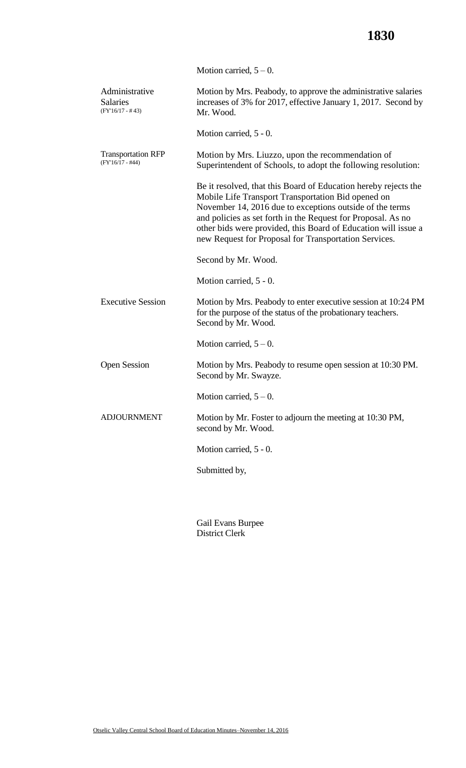Motion carried, 5 – 0.

**Administrative Salaries** (FY'16/17 - # 43)

Motion by Mrs. Peabody, to approve the administrative salaries increases of 3% for 2017, effective January 1, 2017. Second by Mr. Wood.

Motion carried, 5 - 0.

**Transportation RFP** (FY'16/17 - #44)

Motion by Mrs. Liuzzo, upon the recommendation of Superintendent of Schools, to adopt the following resolution:

Be it resolved, that this Board of Education hereby rejects the Mobile Life Transport Transportation Bid opened on November 14, 2016 due to exceptions outside of the terms and policies as set forth in the Request for Proposal. As no other bids were provided, this Board of Education will issue a new Request for Proposal for Transportation Services.

Second by Mr. Wood.

Motion carried, 5 - 0.

**Executive Session**

Motion by Mrs. Peabody to enter executive session at 10:24 PM for the purpose of the status of the probationary teachers. Second by Mr. Wood.

Motion carried, 5 – 0.

**Open Session**

Motion by Mrs. Peabody to resume open session at 10:30 PM. Second by Mr. Swayze.

Motion carried, 5 – 0.

**ADJOURNMENT**

Motion by Mr. Foster to adjourn the meeting at 10:30 PM, second by Mr. Wood.

Motion carried, 5 - 0.

Submitted by,

Gail Evans Burpee
District Clerk